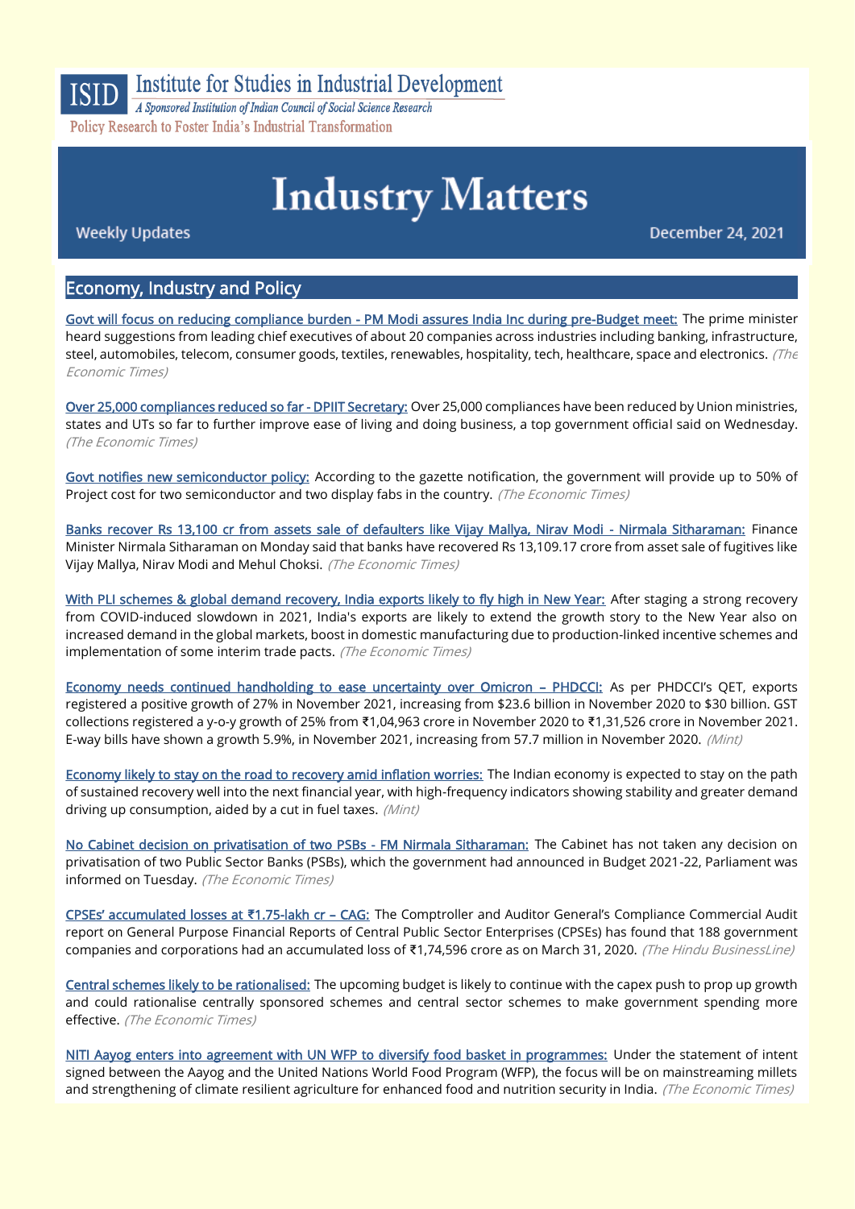Institute for Studies in Industrial Development

*A Sponsored Institution of Indian Council of Social Science Research*

Policy Research to Foster India's Industrial Transformation

# Industry Matters

Weekly Updates

December 24, 2021

## Economy, Industry and Policy

**Govt will focus on reducing compliance burden - PM Modi assures India Inc during pre-Budget meet:** The prime minister heard suggestions from leading chief executives of about 20 companies across industries including banking, infrastructure, steel, automobiles, telecom, consumer goods, textiles, renewables, hospitality, tech, healthcare, space and electronics. *(The Economic Times)*

**Over 25,000 compliances reduced so far - DPIIT Secretary:** Over 25,000 compliances have been reduced by Union ministries, states and UTs so far to further improve ease of living and doing business, a top government official said on Wednesday. *(The Economic Times)*

**Govt notifies new semiconductor policy:** According to the gazette notification, the government will provide up to 50% of Project cost for two semiconductor and two display fabs in the country. *(The Economic Times)*

**Banks recover Rs 13,100 cr from assets sale of defaulters like Vijay Mallya, Nirav Modi - Nirmala Sitharaman:** Finance Minister Nirmala Sitharaman on Monday said that banks have recovered Rs 13,109.17 crore from asset sale of fugitives like Vijay Mallya, Nirav Modi and Mehul Choksi. *(The Economic Times)*

**With PLI schemes & global demand recovery, India exports likely to fly high in New Year:** After staging a strong recovery from COVID-induced slowdown in 2021, India's exports are likely to extend the growth story to the New Year also on increased demand in the global markets, boost in domestic manufacturing due to production-linked incentive schemes and implementation of some interim trade pacts. *(The Economic Times)*

**Economy needs continued handholding to ease uncertainty over Omicron – PHDCCI:** As per PHDCCI's QET, exports registered a positive growth of 27% in November 2021, increasing from $23.6 billion in November 2020 to $30 billion. GST collections registered a y-o-y growth of 25% from ₹1,04,963 crore in November 2020 to ₹1,31,526 crore in November 2021. E-way bills have shown a growth 5.9%, in November 2021, increasing from 57.7 million in November 2020. *(Mint)*

**Economy likely to stay on the road to recovery amid inflation worries:** The Indian economy is expected to stay on the path of sustained recovery well into the next financial year, with high-frequency indicators showing stability and greater demand driving up consumption, aided by a cut in fuel taxes. *(Mint)*

**No Cabinet decision on privatisation of two PSBs - FM Nirmala Sitharaman:** The Cabinet has not taken any decision on privatisation of two Public Sector Banks (PSBs), which the government had announced in Budget 2021-22, Parliament was informed on Tuesday. *(The Economic Times)*

**CPSEs' accumulated losses at ₹1.75-lakh cr – CAG:** The Comptroller and Auditor General's Compliance Commercial Audit report on General Purpose Financial Reports of Central Public Sector Enterprises (CPSEs) has found that 188 government companies and corporations had an accumulated loss of ₹1,74,596 crore as on March 31, 2020. *(The Hindu BusinessLine)*

**Central schemes likely to be rationalised:** The upcoming budget is likely to continue with the capex push to prop up growth and could rationalise centrally sponsored schemes and central sector schemes to make government spending more effective. *(The Economic Times)*

**NITI Aayog enters into agreement with UN WFP to diversify food basket in programmes:** Under the statement of intent signed between the Aayog and the United Nations World Food Program (WFP), the focus will be on mainstreaming millets and strengthening of climate resilient agriculture for enhanced food and nutrition security in India. *(The Economic Times)*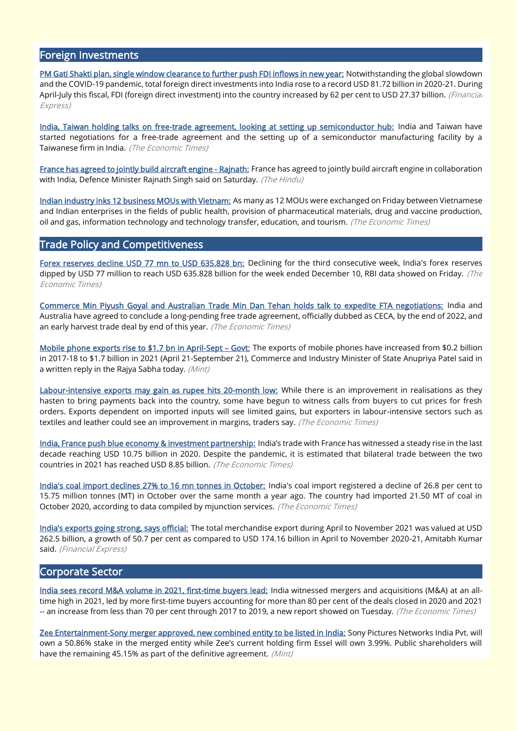## Foreign Investments

**PM Gati Shakti plan, single window clearance to further push FDI inflows in new year:** Notwithstanding the global slowdown and the COVID-19 pandemic, total foreign direct investments into India rose to a record USD 81.72 billion in 2020-21. During April-July this fiscal, FDI (foreign direct investment) into the country increased by 62 per cent to USD 27.37 billion. *(Financial Express)*

**India, Taiwan holding talks on free-trade agreement, looking at setting up semiconductor hub:** India and Taiwan have started negotiations for a free-trade agreement and the setting up of a semiconductor manufacturing facility by a Taiwanese firm in India. *(The Economic Times)*

**France has agreed to jointly build aircraft engine - Rajnath:** France has agreed to jointly build aircraft engine in collaboration with India, Defence Minister Rajnath Singh said on Saturday. *(The Hindu)*

**Indian industry inks 12 business MOUs with Vietnam:** As many as 12 MOUs were exchanged on Friday between Vietnamese and Indian enterprises in the fields of public health, provision of pharmaceutical materials, drug and vaccine production, oil and gas, information technology and technology transfer, education, and tourism. *(The Economic Times)*

## Trade Policy and Competitiveness

**Forex reserves decline USD 77 mn to USD 635.828 bn:** Declining for the third consecutive week, India's forex reserves dipped by USD 77 million to reach USD 635.828 billion for the week ended December 10, RBI data showed on Friday. *(The Economic Times)*

**Commerce Min Piyush Goyal and Australian Trade Min Dan Tehan holds talk to expedite FTA negotiations:** India and Australia have agreed to conclude a long-pending free trade agreement, officially dubbed as CECA, by the end of 2022, and an early harvest trade deal by end of this year. *(The Economic Times)*

**Mobile phone exports rise to $1.7 bn in April-Sept – Govt:** The exports of mobile phones have increased from $0.2 billion in 2017-18 to $1.7 billion in 2021 (April 21-September 21), Commerce and Industry Minister of State Anupriya Patel said in a written reply in the Rajya Sabha today. *(Mint)*

**Labour-intensive exports may gain as rupee hits 20-month low:** While there is an improvement in realisations as they hasten to bring payments back into the country, some have begun to witness calls from buyers to cut prices for fresh orders. Exports dependent on imported inputs will see limited gains, but exporters in labour-intensive sectors such as textiles and leather could see an improvement in margins, traders say. *(The Economic Times)*

**India, France push blue economy & investment partnership:** India's trade with France has witnessed a steady rise in the last decade reaching USD 10.75 billion in 2020. Despite the pandemic, it is estimated that bilateral trade between the two countries in 2021 has reached USD 8.85 billion. *(The Economic Times)*

**India's coal import declines 27% to 16 mn tonnes in October:** India's coal import registered a decline of 26.8 per cent to 15.75 million tonnes (MT) in October over the same month a year ago. The country had imported 21.50 MT of coal in October 2020, according to data compiled by mjunction services. *(The Economic Times)*

**India's exports going strong, says official:** The total merchandise export during April to November 2021 was valued at USD 262.5 billion, a growth of 50.7 per cent as compared to USD 174.16 billion in April to November 2020-21, Amitabh Kumar said. *(Financial Express)*

## Corporate Sector

**India sees record M&A volume in 2021, first-time buyers lead:** India witnessed mergers and acquisitions (M&A) at an all-time high in 2021, led by more first-time buyers accounting for more than 80 per cent of the deals closed in 2020 and 2021 -- an increase from less than 70 per cent through 2017 to 2019, a new report showed on Tuesday. *(The Economic Times)*

**Zee Entertainment-Sony merger approved, new combined entity to be listed in India:** Sony Pictures Networks India Pvt. will own a 50.86% stake in the merged entity while Zee's current holding firm Essel will own 3.99%. Public shareholders will have the remaining 45.15% as part of the definitive agreement. *(Mint)*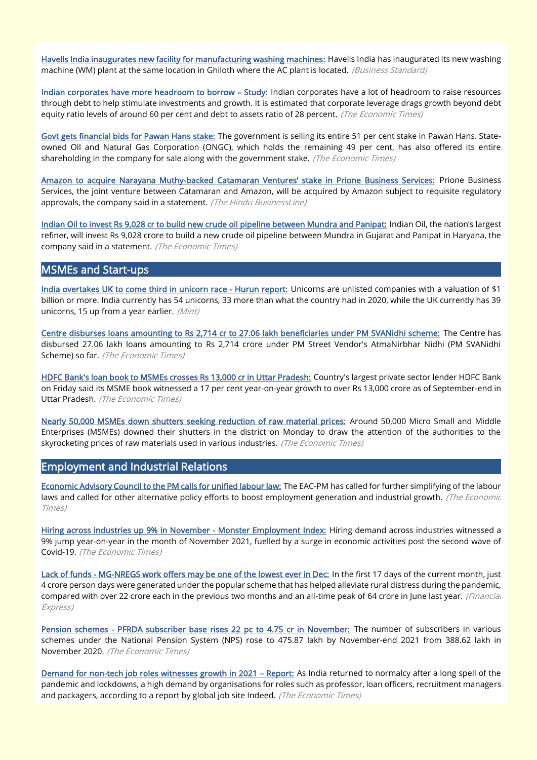[Havells India inaugurates new facility for manufacturing washing machines:]() Havells India has inaugurated its new washing machine (WM) plant at the same location in Ghiloth where the AC plant is located. *(Business Standard)*

[Indian corporates have more headroom to borrow – Study:]() Indian corporates have a lot of headroom to raise resources through debt to help stimulate investments and growth. It is estimated that corporate leverage drags growth beyond debt equity ratio levels of around 60 per cent and debt to assets ratio of 28 percent. *(The Economic Times)*

[Govt gets financial bids for Pawan Hans stake:]() The government is selling its entire 51 per cent stake in Pawan Hans. State-owned Oil and Natural Gas Corporation (ONGC), which holds the remaining 49 per cent, has also offered its entire shareholding in the company for sale along with the government stake. *(The Economic Times)*

[Amazon to acquire Narayana Muthy-backed Catamaran Ventures' stake in Prione Business Services:]() Prione Business Services, the joint venture between Catamaran and Amazon, will be acquired by Amazon subject to requisite regulatory approvals, the company said in a statement. *(The Hindu BusinessLine)*

[Indian Oil to invest Rs 9,028 cr to build new crude oil pipeline between Mundra and Panipat:]() Indian Oil, the nation's largest refiner, will invest Rs 9,028 crore to build a new crude oil pipeline between Mundra in Gujarat and Panipat in Haryana, the company said in a statement. *(The Economic Times)*

## MSMEs and Start-ups

[India overtakes UK to come third in unicorn race - Hurun report:]() Unicorns are unlisted companies with a valuation of $1 billion or more. India currently has 54 unicorns, 33 more than what the country had in 2020, while the UK currently has 39 unicorns, 15 up from a year earlier. *(Mint)*

[Centre disburses loans amounting to Rs 2,714 cr to 27.06 lakh beneficiaries under PM SVANidhi scheme:]() The Centre has disbursed 27.06 lakh loans amounting to Rs 2,714 crore under PM Street Vendor's AtmaNirbhar Nidhi (PM SVANidhi Scheme) so far. *(The Economic Times)*

[HDFC Bank's loan book to MSMEs crosses Rs 13,000 cr in Uttar Pradesh:]() Country's largest private sector lender HDFC Bank on Friday said its MSME book witnessed a 17 per cent year-on-year growth to over Rs 13,000 crore as of September-end in Uttar Pradesh. *(The Economic Times)*

[Nearly 50,000 MSMEs down shutters seeking reduction of raw material prices:]() Around 50,000 Micro Small and Middle Enterprises (MSMEs) downed their shutters in the district on Monday to draw the attention of the authorities to the skyrocketing prices of raw materials used in various industries. *(The Economic Times)*

## Employment and Industrial Relations

[Economic Advisory Council to the PM calls for unified labour law:]() The EAC-PM has called for further simplifying of the labour laws and called for other alternative policy efforts to boost employment generation and industrial growth. *(The Economic Times)*

[Hiring across industries up 9% in November - Monster Employment Index:]() Hiring demand across industries witnessed a 9% jump year-on-year in the month of November 2021, fuelled by a surge in economic activities post the second wave of Covid-19. *(The Economic Times)*

[Lack of funds - MG-NREGS work offers may be one of the lowest ever in Dec:]() In the first 17 days of the current month, just 4 crore person days were generated under the popular scheme that has helped alleviate rural distress during the pandemic, compared with over 22 crore each in the previous two months and an all-time peak of 64 crore in June last year. *(Financial Express)*

[Pension schemes - PFRDA subscriber base rises 22 pc to 4.75 cr in November:]() The number of subscribers in various schemes under the National Pension System (NPS) rose to 475.87 lakh by November-end 2021 from 388.62 lakh in November 2020. *(The Economic Times)*

[Demand for non-tech job roles witnesses growth in 2021 – Report:]() As India returned to normalcy after a long spell of the pandemic and lockdowns, a high demand by organisations for roles such as professor, loan officers, recruitment managers and packagers, according to a report by global job site Indeed. *(The Economic Times)*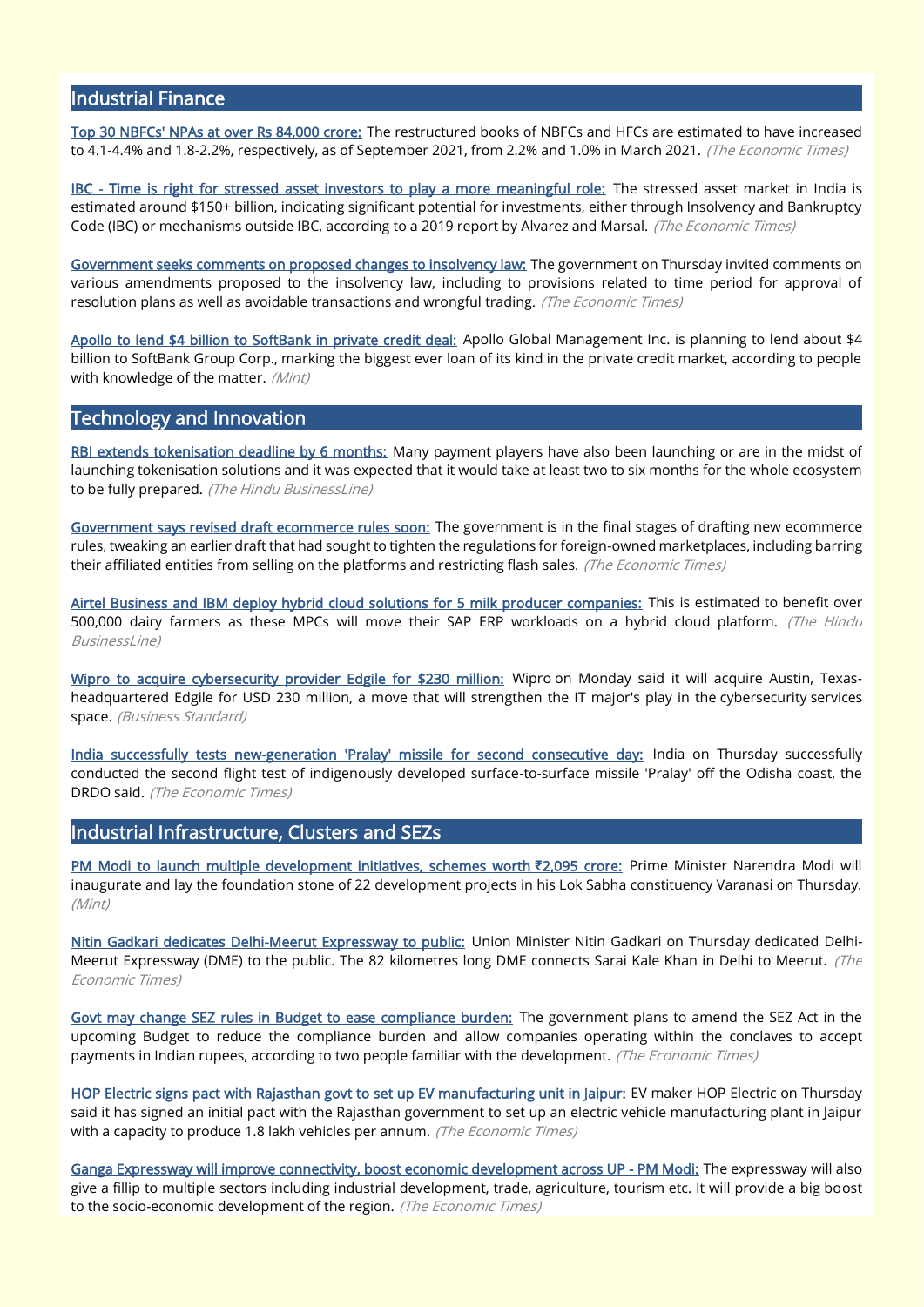## Industrial Finance

**Top 30 NBFCs' NPAs at over Rs 84,000 crore:** The restructured books of NBFCs and HFCs are estimated to have increased to 4.1-4.4% and 1.8-2.2%, respectively, as of September 2021, from 2.2% and 1.0% in March 2021. *(The Economic Times)*

**IBC - Time is right for stressed asset investors to play a more meaningful role:** The stressed asset market in India is estimated around $150+ billion, indicating significant potential for investments, either through Insolvency and Bankruptcy Code (IBC) or mechanisms outside IBC, according to a 2019 report by Alvarez and Marsal. *(The Economic Times)*

**Government seeks comments on proposed changes to insolvency law:** The government on Thursday invited comments on various amendments proposed to the insolvency law, including to provisions related to time period for approval of resolution plans as well as avoidable transactions and wrongful trading. *(The Economic Times)*

**Apollo to lend $4 billion to SoftBank in private credit deal:** Apollo Global Management Inc. is planning to lend about $4 billion to SoftBank Group Corp., marking the biggest ever loan of its kind in the private credit market, according to people with knowledge of the matter. *(Mint)*

## Technology and Innovation

**RBI extends tokenisation deadline by 6 months:** Many payment players have also been launching or are in the midst of launching tokenisation solutions and it was expected that it would take at least two to six months for the whole ecosystem to be fully prepared. *(The Hindu BusinessLine)*

**Government says revised draft ecommerce rules soon:** The government is in the final stages of drafting new ecommerce rules, tweaking an earlier draft that had sought to tighten the regulations for foreign-owned marketplaces, including barring their affiliated entities from selling on the platforms and restricting flash sales. *(The Economic Times)*

**Airtel Business and IBM deploy hybrid cloud solutions for 5 milk producer companies:** This is estimated to benefit over 500,000 dairy farmers as these MPCs will move their SAP ERP workloads on a hybrid cloud platform. *(The Hindu BusinessLine)*

**Wipro to acquire cybersecurity provider Edgile for $230 million:** Wipro on Monday said it will acquire Austin, Texas-headquartered Edgile for USD 230 million, a move that will strengthen the IT major's play in the cybersecurity services space. *(Business Standard)*

**India successfully tests new-generation 'Pralay' missile for second consecutive day:** India on Thursday successfully conducted the second flight test of indigenously developed surface-to-surface missile 'Pralay' off the Odisha coast, the DRDO said. *(The Economic Times)*

## Industrial Infrastructure, Clusters and SEZs

**PM Modi to launch multiple development initiatives, schemes worth ₹2,095 crore:** Prime Minister Narendra Modi will inaugurate and lay the foundation stone of 22 development projects in his Lok Sabha constituency Varanasi on Thursday. *(Mint)*

**Nitin Gadkari dedicates Delhi-Meerut Expressway to public:** Union Minister Nitin Gadkari on Thursday dedicated Delhi-Meerut Expressway (DME) to the public. The 82 kilometres long DME connects Sarai Kale Khan in Delhi to Meerut. *(The Economic Times)*

**Govt may change SEZ rules in Budget to ease compliance burden:** The government plans to amend the SEZ Act in the upcoming Budget to reduce the compliance burden and allow companies operating within the conclaves to accept payments in Indian rupees, according to two people familiar with the development. *(The Economic Times)*

**HOP Electric signs pact with Rajasthan govt to set up EV manufacturing unit in Jaipur:** EV maker HOP Electric on Thursday said it has signed an initial pact with the Rajasthan government to set up an electric vehicle manufacturing plant in Jaipur with a capacity to produce 1.8 lakh vehicles per annum. *(The Economic Times)*

**Ganga Expressway will improve connectivity, boost economic development across UP - PM Modi:** The expressway will also give a fillip to multiple sectors including industrial development, trade, agriculture, tourism etc. It will provide a big boost to the socio-economic development of the region. *(The Economic Times)*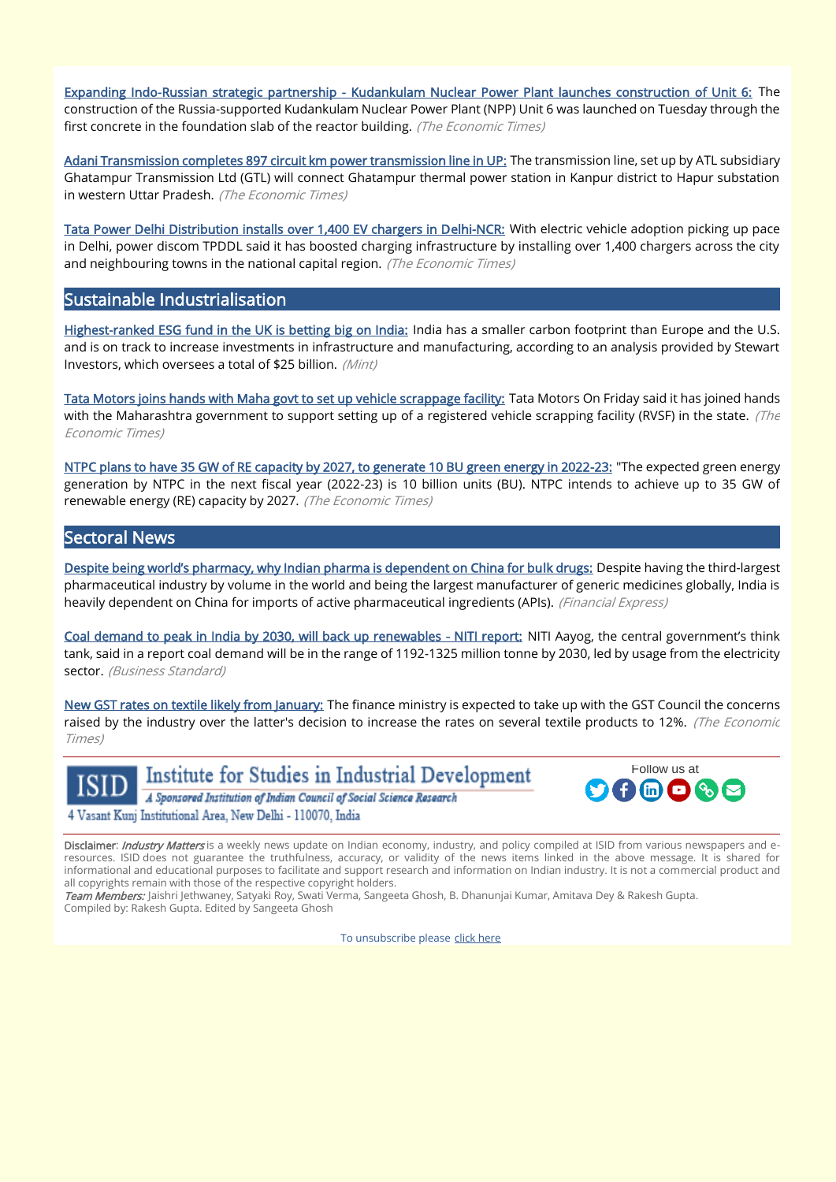Expanding Indo-Russian strategic partnership - Kudankulam Nuclear Power Plant launches construction of Unit 6: The construction of the Russia-supported Kudankulam Nuclear Power Plant (NPP) Unit 6 was launched on Tuesday through the first concrete in the foundation slab of the reactor building. *(The Economic Times)*

Adani Transmission completes 897 circuit km power transmission line in UP: The transmission line, set up by ATL subsidiary Ghatampur Transmission Ltd (GTL) will connect Ghatampur thermal power station in Kanpur district to Hapur substation in western Uttar Pradesh. *(The Economic Times)*

Tata Power Delhi Distribution installs over 1,400 EV chargers in Delhi-NCR: With electric vehicle adoption picking up pace in Delhi, power discom TPDDL said it has boosted charging infrastructure by installing over 1,400 chargers across the city and neighbouring towns in the national capital region. *(The Economic Times)*

## Sustainable Industrialisation

Highest-ranked ESG fund in the UK is betting big on India: India has a smaller carbon footprint than Europe and the U.S. and is on track to increase investments in infrastructure and manufacturing, according to an analysis provided by Stewart Investors, which oversees a total of $25 billion. *(Mint)*

Tata Motors joins hands with Maha govt to set up vehicle scrappage facility: Tata Motors On Friday said it has joined hands with the Maharashtra government to support setting up of a registered vehicle scrapping facility (RVSF) in the state. *(The Economic Times)*

NTPC plans to have 35 GW of RE capacity by 2027, to generate 10 BU green energy in 2022-23: "The expected green energy generation by NTPC in the next fiscal year (2022-23) is 10 billion units (BU). NTPC intends to achieve up to 35 GW of renewable energy (RE) capacity by 2027. *(The Economic Times)*

## Sectoral News

Despite being world's pharmacy, why Indian pharma is dependent on China for bulk drugs: Despite having the third-largest pharmaceutical industry by volume in the world and being the largest manufacturer of generic medicines globally, India is heavily dependent on China for imports of active pharmaceutical ingredients (APIs). *(Financial Express)*

Coal demand to peak in India by 2030, will back up renewables - NITI report: NITI Aayog, the central government's think tank, said in a report coal demand will be in the range of 1192-1325 million tonne by 2030, led by usage from the electricity sector. *(Business Standard)*

New GST rates on textile likely from January: The finance ministry is expected to take up with the GST Council the concerns raised by the industry over the latter's decision to increase the rates on several textile products to 12%. *(The Economic Times)*

ISID Institute for Studies in Industrial Development
*A Sponsored Institution of Indian Council of Social Science Research*
4 Vasant Kunj Institutional Area, New Delhi - 110070, India

Follow us at

Disclaimer: *Industry Matters* is a weekly news update on Indian economy, industry, and policy compiled at ISID from various newspapers and e-resources. ISID does not guarantee the truthfulness, accuracy, or validity of the news items linked in the above message. It is shared for informational and educational purposes to facilitate and support research and information on Indian industry. It is not a commercial product and all copyrights remain with those of the respective copyright holders.
*Team Members:* Jaishri Jethwaney, Satyaki Roy, Swati Verma, Sangeeta Ghosh, B. Dhanunjai Kumar, Amitava Dey & Rakesh Gupta.
Compiled by: Rakesh Gupta. Edited by Sangeeta Ghosh

To unsubscribe please click here